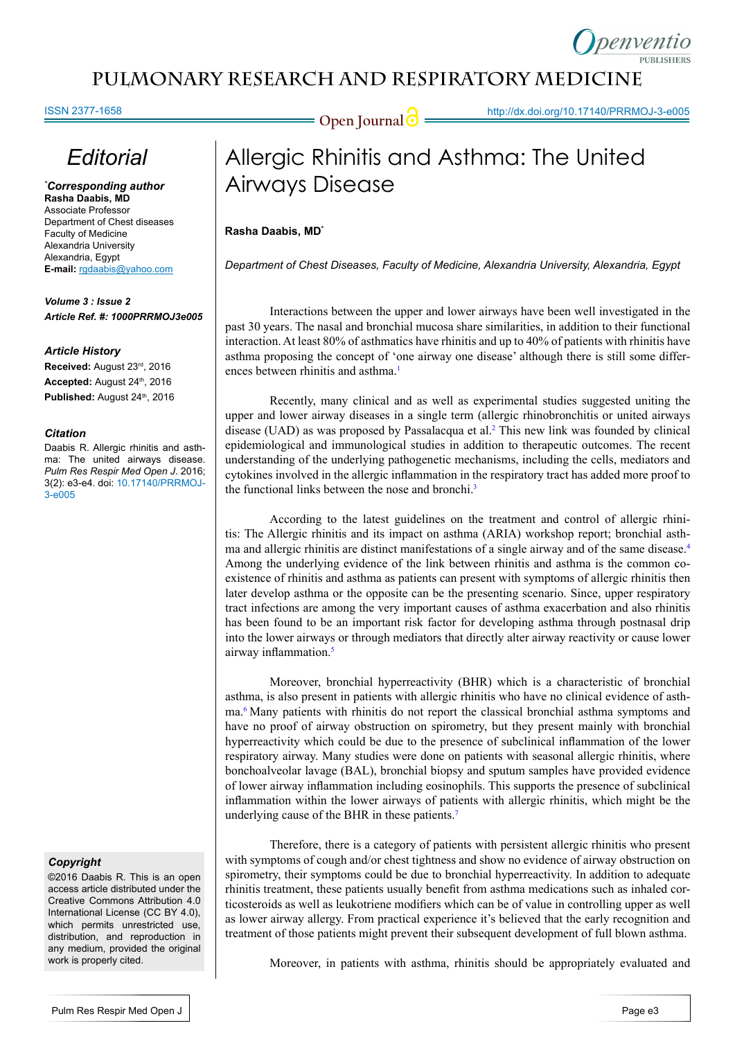# Editorial

## Allergic Rhinitis and Asthma: The United Airways Disease

**Rasha Daabis, MD***

*Department of Chest Diseases, Faculty of Medicine, Alexandria University, Alexandria, Egypt*

***Corresponding author**
**Rasha Daabis, MD**
Associate Professor
Department of Chest diseases
Faculty of Medicine
Alexandria University
Alexandria, Egypt
**E-mail:** rgdaabis@yahoo.com

***Volume 3 : Issue 2***
***Article Ref. #: 1000PRRMOJ3e005***

**Article History**
**Received:** August 23rd, 2016
**Accepted:** August 24th, 2016
**Published:** August 24th, 2016

**Citation**
Daabis R. Allergic rhinitis and asthma: The united airways disease. *Pulm Res Respir Med Open J*. 2016; 3(2): e3-e4. doi: 10.17140/PRRMOJ-3-e005

**Copyright**
©2016 Daabis R. This is an open access article distributed under the Creative Commons Attribution 4.0 International License (CC BY 4.0), which permits unrestricted use, distribution, and reproduction in any medium, provided the original work is properly cited.

Interactions between the upper and lower airways have been well investigated in the past 30 years. The nasal and bronchial mucosa share similarities, in addition to their functional interaction. At least 80% of asthmatics have rhinitis and up to 40% of patients with rhinitis have asthma proposing the concept of 'one airway one disease' although there is still some differences between rhinitis and asthma.[1]

Recently, many clinical and as well as experimental studies suggested uniting the upper and lower airway diseases in a single term (allergic rhinobronchitis or united airways disease (UAD) as was proposed by Passalacqua et al.[2] This new link was founded by clinical epidemiological and immunological studies in addition to therapeutic outcomes. The recent understanding of the underlying pathogenetic mechanisms, including the cells, mediators and cytokines involved in the allergic inflammation in the respiratory tract has added more proof to the functional links between the nose and bronchi.[3]

According to the latest guidelines on the treatment and control of allergic rhinitis: The Allergic rhinitis and its impact on asthma (ARIA) workshop report; bronchial asthma and allergic rhinitis are distinct manifestations of a single airway and of the same disease.[4] Among the underlying evidence of the link between rhinitis and asthma is the common coexistence of rhinitis and asthma as patients can present with symptoms of allergic rhinitis then later develop asthma or the opposite can be the presenting scenario. Since, upper respiratory tract infections are among the very important causes of asthma exacerbation and also rhinitis has been found to be an important risk factor for developing asthma through postnasal drip into the lower airways or through mediators that directly alter airway reactivity or cause lower airway inflammation.[5]

Moreover, bronchial hyperreactivity (BHR) which is a characteristic of bronchial asthma, is also present in patients with allergic rhinitis who have no clinical evidence of asthma.[6] Many patients with rhinitis do not report the classical bronchial asthma symptoms and have no proof of airway obstruction on spirometry, but they present mainly with bronchial hyperreactivity which could be due to the presence of subclinical inflammation of the lower respiratory airway. Many studies were done on patients with seasonal allergic rhinitis, where bonchoalveolar lavage (BAL), bronchial biopsy and sputum samples have provided evidence of lower airway inflammation including eosinophils. This supports the presence of subclinical inflammation within the lower airways of patients with allergic rhinitis, which might be the underlying cause of the BHR in these patients.[7]

Therefore, there is a category of patients with persistent allergic rhinitis who present with symptoms of cough and/or chest tightness and show no evidence of airway obstruction on spirometry, their symptoms could be due to bronchial hyperreactivity. In addition to adequate rhinitis treatment, these patients usually benefit from asthma medications such as inhaled corticosteroids as well as leukotriene modifiers which can be of value in controlling upper as well as lower airway allergy. From practical experience it's believed that the early recognition and treatment of those patients might prevent their subsequent development of full blown asthma.

Moreover, in patients with asthma, rhinitis should be appropriately evaluated and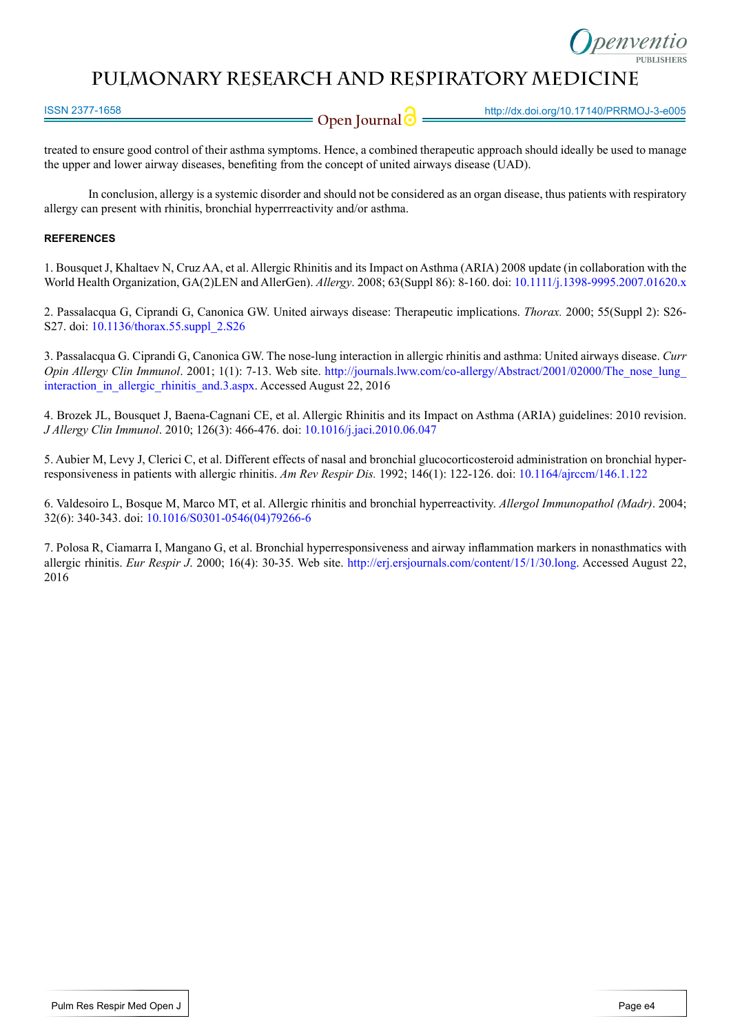treated to ensure good control of their asthma symptoms. Hence, a combined therapeutic approach should ideally be used to manage the upper and lower airway diseases, benefiting from the concept of united airways disease (UAD).

In conclusion, allergy is a systemic disorder and should not be considered as an organ disease, thus patients with respiratory allergy can present with rhinitis, bronchial hyperrreactivity and/or asthma.

**REFERENCES**

1. Bousquet J, Khaltaev N, Cruz AA, et al. Allergic Rhinitis and its Impact on Asthma (ARIA) 2008 update (in collaboration with the World Health Organization, GA(2)LEN and AllerGen). *Allergy*. 2008; 63(Suppl 86): 8-160. doi: 10.1111/j.1398-9995.2007.01620.x

2. Passalacqua G, Ciprandi G, Canonica GW. United airways disease: Therapeutic implications. *Thorax.* 2000; 55(Suppl 2): S26-S27. doi: 10.1136/thorax.55.suppl_2.S26

3. Passalacqua G. Ciprandi G, Canonica GW. The nose-lung interaction in allergic rhinitis and asthma: United airways disease. *Curr Opin Allergy Clin Immunol*. 2001; 1(1): 7-13. Web site. http://journals.lww.com/co-allergy/Abstract/2001/02000/The_nose_lung_interaction_in_allergic_rhinitis_and.3.aspx. Accessed August 22, 2016

4. Brozek JL, Bousquet J, Baena-Cagnani CE, et al. Allergic Rhinitis and its Impact on Asthma (ARIA) guidelines: 2010 revision. *J Allergy Clin Immunol*. 2010; 126(3): 466-476. doi: 10.1016/j.jaci.2010.06.047

5. Aubier M, Levy J, Clerici C, et al. Different effects of nasal and bronchial glucocorticosteroid administration on bronchial hyper-responsiveness in patients with allergic rhinitis. *Am Rev Respir Dis.* 1992; 146(1): 122-126. doi: 10.1164/ajrccm/146.1.122

6. Valdesoiro L, Bosque M, Marco MT, et al. Allergic rhinitis and bronchial hyperreactivity. *Allergol Immunopathol (Madr)*. 2004; 32(6): 340-343. doi: 10.1016/S0301-0546(04)79266-6

7. Polosa R, Ciamarra I, Mangano G, et al. Bronchial hyperresponsiveness and airway inflammation markers in nonasthmatics with allergic rhinitis. *Eur Respir J*. 2000; 16(4): 30-35. Web site. http://erj.ersjournals.com/content/15/1/30.long. Accessed August 22, 2016